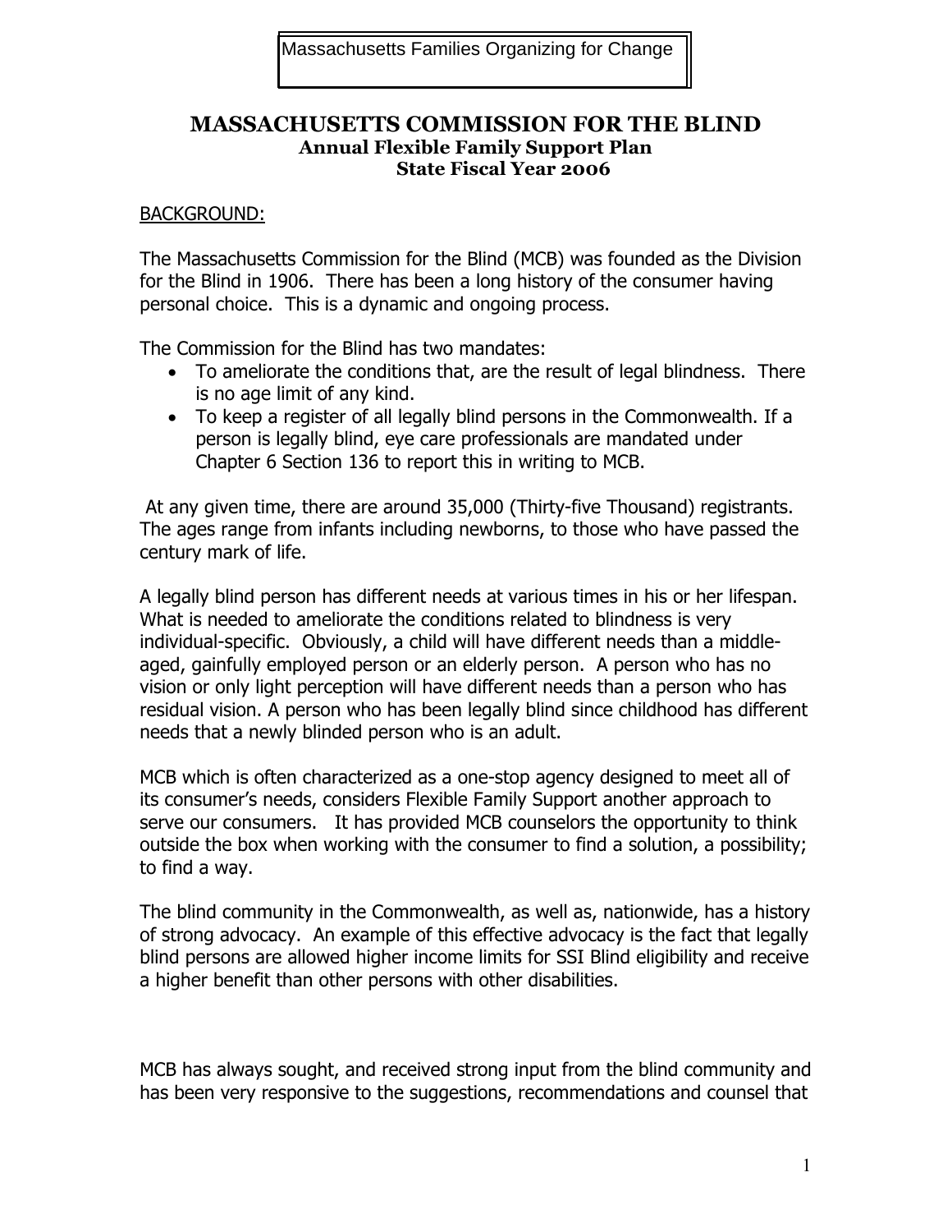Massachusetts Families Organizing for Change

# MASSACHUSETTS COMMISSION FOR THE BLIND

## Annual Flexible Family Support Plan
## State Fiscal Year 2006

BACKGROUND:

The Massachusetts Commission for the Blind (MCB) was founded as the Division for the Blind in 1906. There has been a long history of the consumer having personal choice. This is a dynamic and ongoing process.

The Commission for the Blind has two mandates:

- To ameliorate the conditions that, are the result of legal blindness. There is no age limit of any kind.
- To keep a register of all legally blind persons in the Commonwealth. If a person is legally blind, eye care professionals are mandated under Chapter 6 Section 136 to report this in writing to MCB.

At any given time, there are around 35,000 (Thirty-five Thousand) registrants. The ages range from infants including newborns, to those who have passed the century mark of life.

A legally blind person has different needs at various times in his or her lifespan. What is needed to ameliorate the conditions related to blindness is very individual-specific. Obviously, a child will have different needs than a middle-aged, gainfully employed person or an elderly person. A person who has no vision or only light perception will have different needs than a person who has residual vision. A person who has been legally blind since childhood has different needs that a newly blinded person who is an adult.

MCB which is often characterized as a one-stop agency designed to meet all of its consumer's needs, considers Flexible Family Support another approach to serve our consumers. It has provided MCB counselors the opportunity to think outside the box when working with the consumer to find a solution, a possibility; to find a way.

The blind community in the Commonwealth, as well as, nationwide, has a history of strong advocacy. An example of this effective advocacy is the fact that legally blind persons are allowed higher income limits for SSI Blind eligibility and receive a higher benefit than other persons with other disabilities.

MCB has always sought, and received strong input from the blind community and has been very responsive to the suggestions, recommendations and counsel that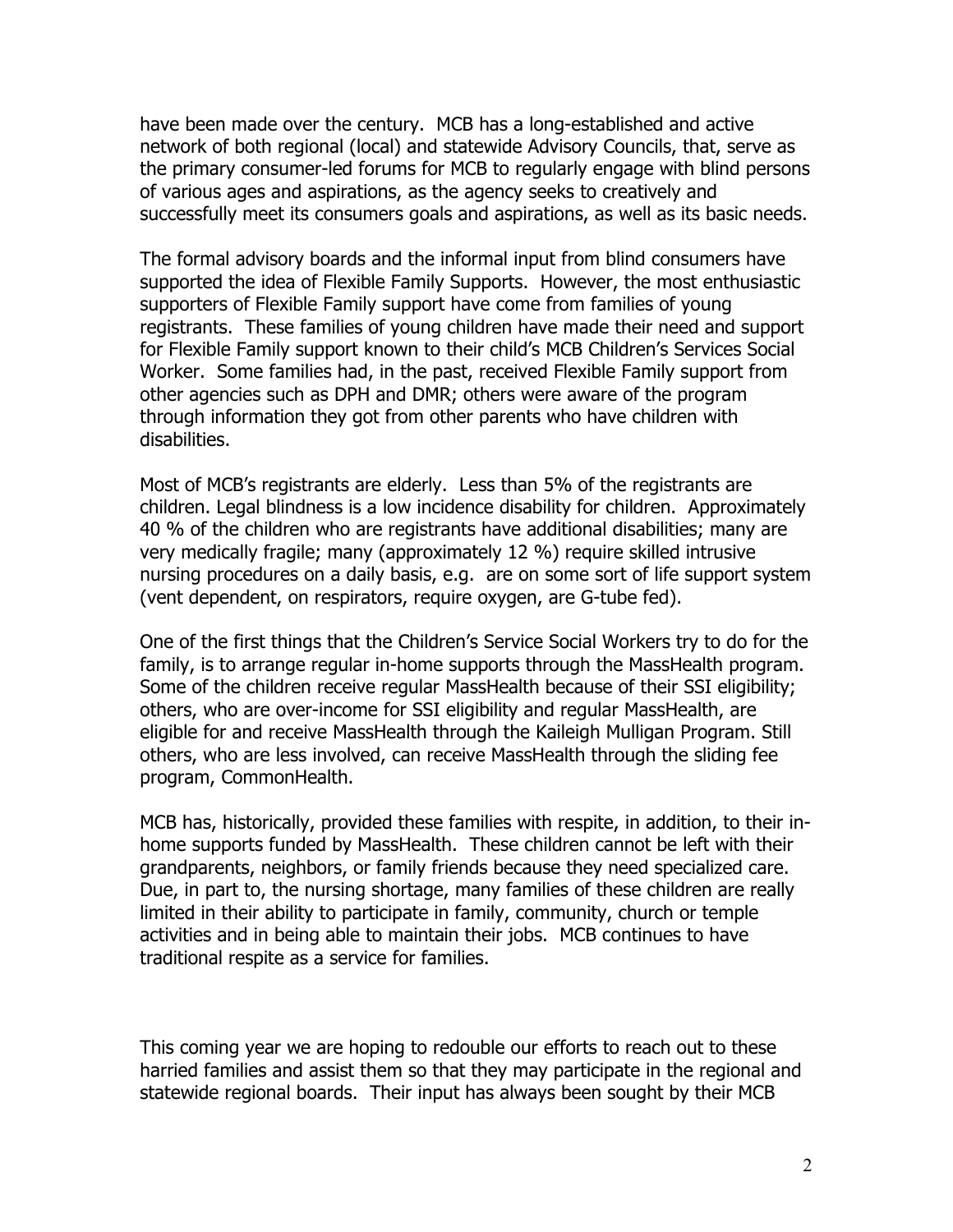have been made over the century. MCB has a long-established and active network of both regional (local) and statewide Advisory Councils, that, serve as the primary consumer-led forums for MCB to regularly engage with blind persons of various ages and aspirations, as the agency seeks to creatively and successfully meet its consumers goals and aspirations, as well as its basic needs.

The formal advisory boards and the informal input from blind consumers have supported the idea of Flexible Family Supports. However, the most enthusiastic supporters of Flexible Family support have come from families of young registrants. These families of young children have made their need and support for Flexible Family support known to their child's MCB Children's Services Social Worker. Some families had, in the past, received Flexible Family support from other agencies such as DPH and DMR; others were aware of the program through information they got from other parents who have children with disabilities.

Most of MCB's registrants are elderly. Less than 5% of the registrants are children. Legal blindness is a low incidence disability for children. Approximately 40 % of the children who are registrants have additional disabilities; many are very medically fragile; many (approximately 12 %) require skilled intrusive nursing procedures on a daily basis, e.g. are on some sort of life support system (vent dependent, on respirators, require oxygen, are G-tube fed).

One of the first things that the Children's Service Social Workers try to do for the family, is to arrange regular in-home supports through the MassHealth program. Some of the children receive regular MassHealth because of their SSI eligibility; others, who are over-income for SSI eligibility and regular MassHealth, are eligible for and receive MassHealth through the Kaileigh Mulligan Program. Still others, who are less involved, can receive MassHealth through the sliding fee program, CommonHealth.

MCB has, historically, provided these families with respite, in addition, to their in-home supports funded by MassHealth. These children cannot be left with their grandparents, neighbors, or family friends because they need specialized care. Due, in part to, the nursing shortage, many families of these children are really limited in their ability to participate in family, community, church or temple activities and in being able to maintain their jobs. MCB continues to have traditional respite as a service for families.

This coming year we are hoping to redouble our efforts to reach out to these harried families and assist them so that they may participate in the regional and statewide regional boards. Their input has always been sought by their MCB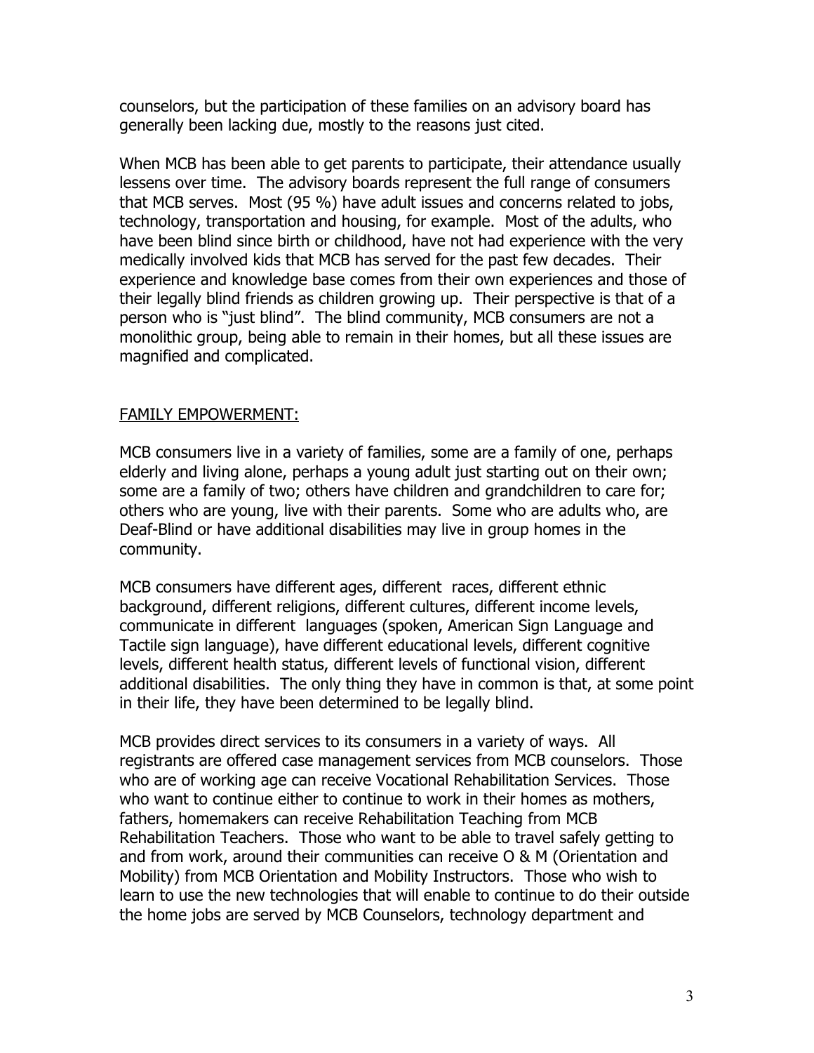counselors, but the participation of these families on an advisory board has generally been lacking due, mostly to the reasons just cited.

When MCB has been able to get parents to participate, their attendance usually lessens over time. The advisory boards represent the full range of consumers that MCB serves. Most (95 %) have adult issues and concerns related to jobs, technology, transportation and housing, for example. Most of the adults, who have been blind since birth or childhood, have not had experience with the very medically involved kids that MCB has served for the past few decades. Their experience and knowledge base comes from their own experiences and those of their legally blind friends as children growing up. Their perspective is that of a person who is "just blind". The blind community, MCB consumers are not a monolithic group, being able to remain in their homes, but all these issues are magnified and complicated.

## FAMILY EMPOWERMENT:

MCB consumers live in a variety of families, some are a family of one, perhaps elderly and living alone, perhaps a young adult just starting out on their own; some are a family of two; others have children and grandchildren to care for; others who are young, live with their parents. Some who are adults who, are Deaf-Blind or have additional disabilities may live in group homes in the community.

MCB consumers have different ages, different races, different ethnic background, different religions, different cultures, different income levels, communicate in different languages (spoken, American Sign Language and Tactile sign language), have different educational levels, different cognitive levels, different health status, different levels of functional vision, different additional disabilities. The only thing they have in common is that, at some point in their life, they have been determined to be legally blind.

MCB provides direct services to its consumers in a variety of ways. All registrants are offered case management services from MCB counselors. Those who are of working age can receive Vocational Rehabilitation Services. Those who want to continue either to continue to work in their homes as mothers, fathers, homemakers can receive Rehabilitation Teaching from MCB Rehabilitation Teachers. Those who want to be able to travel safely getting to and from work, around their communities can receive O & M (Orientation and Mobility) from MCB Orientation and Mobility Instructors. Those who wish to learn to use the new technologies that will enable to continue to do their outside the home jobs are served by MCB Counselors, technology department and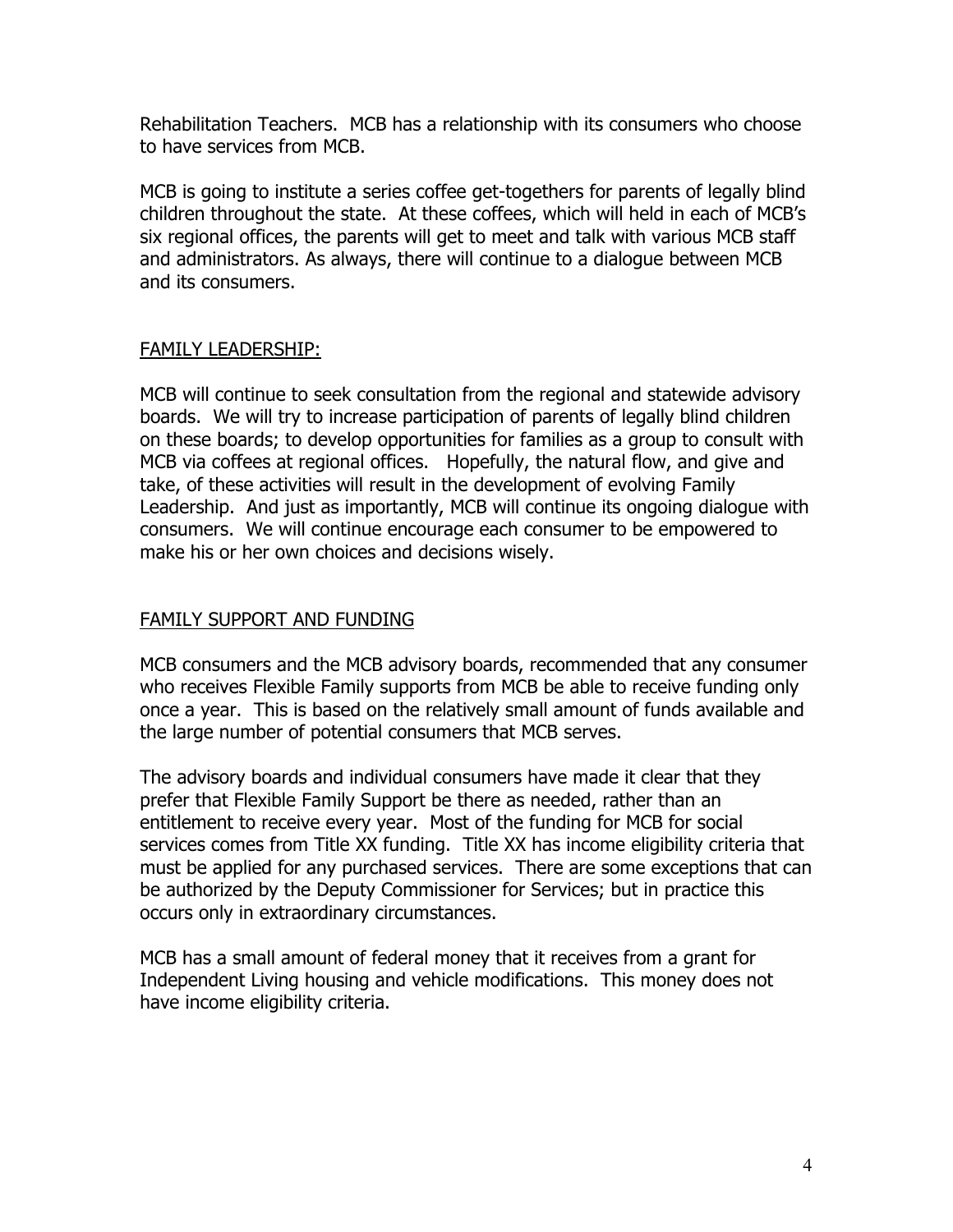Rehabilitation Teachers. MCB has a relationship with its consumers who choose to have services from MCB.

MCB is going to institute a series coffee get-togethers for parents of legally blind children throughout the state. At these coffees, which will held in each of MCB's six regional offices, the parents will get to meet and talk with various MCB staff and administrators. As always, there will continue to a dialogue between MCB and its consumers.

<u>FAMILY LEADERSHIP:</u>

MCB will continue to seek consultation from the regional and statewide advisory boards. We will try to increase participation of parents of legally blind children on these boards; to develop opportunities for families as a group to consult with MCB via coffees at regional offices. Hopefully, the natural flow, and give and take, of these activities will result in the development of evolving Family Leadership. And just as importantly, MCB will continue its ongoing dialogue with consumers. We will continue encourage each consumer to be empowered to make his or her own choices and decisions wisely.

<u>FAMILY SUPPORT AND FUNDING</u>

MCB consumers and the MCB advisory boards, recommended that any consumer who receives Flexible Family supports from MCB be able to receive funding only once a year. This is based on the relatively small amount of funds available and the large number of potential consumers that MCB serves.

The advisory boards and individual consumers have made it clear that they prefer that Flexible Family Support be there as needed, rather than an entitlement to receive every year. Most of the funding for MCB for social services comes from Title XX funding. Title XX has income eligibility criteria that must be applied for any purchased services. There are some exceptions that can be authorized by the Deputy Commissioner for Services; but in practice this occurs only in extraordinary circumstances.

MCB has a small amount of federal money that it receives from a grant for Independent Living housing and vehicle modifications. This money does not have income eligibility criteria.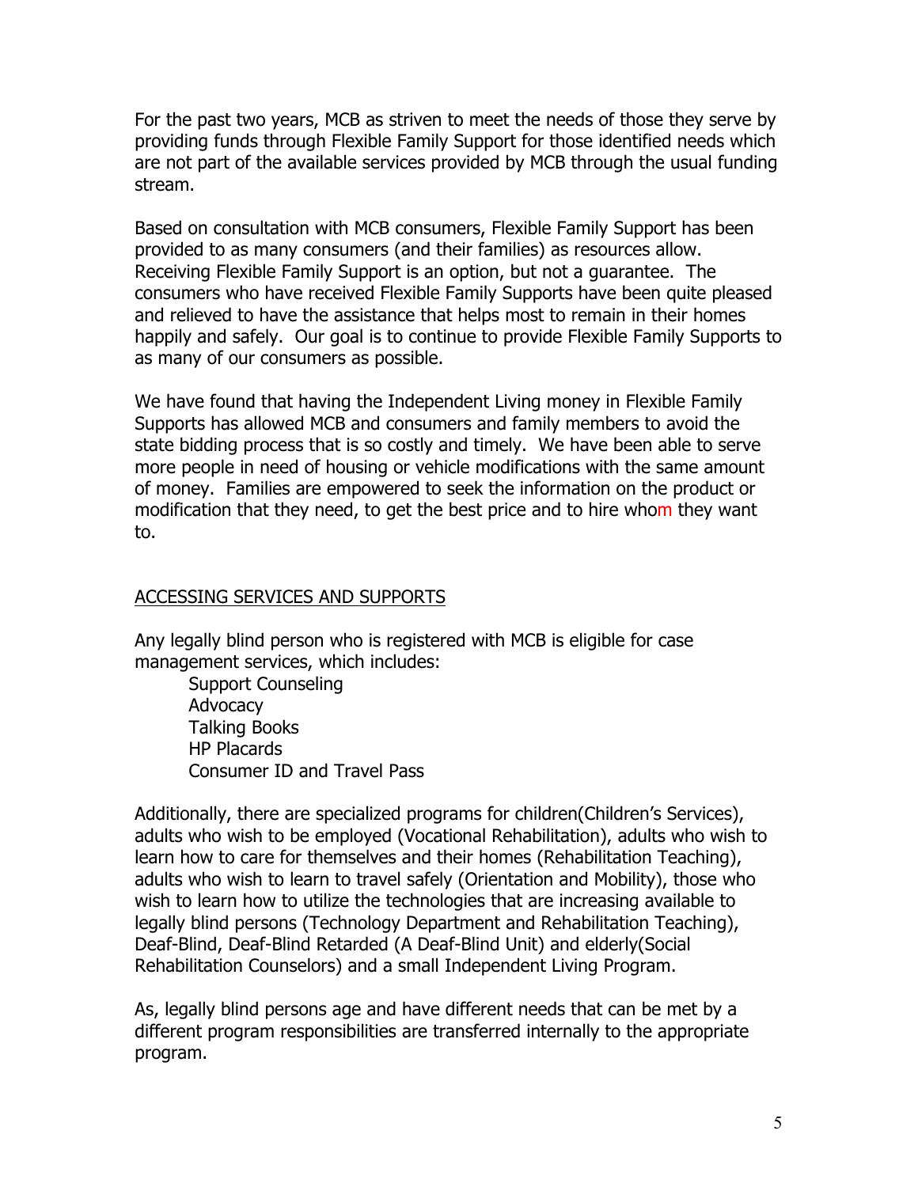For the past two years, MCB as striven to meet the needs of those they serve by providing funds through Flexible Family Support for those identified needs which are not part of the available services provided by MCB through the usual funding stream.

Based on consultation with MCB consumers, Flexible Family Support has been provided to as many consumers (and their families) as resources allow. Receiving Flexible Family Support is an option, but not a guarantee. The consumers who have received Flexible Family Supports have been quite pleased and relieved to have the assistance that helps most to remain in their homes happily and safely. Our goal is to continue to provide Flexible Family Supports to as many of our consumers as possible.

We have found that having the Independent Living money in Flexible Family Supports has allowed MCB and consumers and family members to avoid the state bidding process that is so costly and timely. We have been able to serve more people in need of housing or vehicle modifications with the same amount of money. Families are empowered to seek the information on the product or modification that they need, to get the best price and to hire whom they want to.

## ACCESSING SERVICES AND SUPPORTS

Any legally blind person who is registered with MCB is eligible for case management services, which includes:

- Support Counseling
- Advocacy
- Talking Books
- HP Placards
- Consumer ID and Travel Pass

Additionally, there are specialized programs for children(Children's Services), adults who wish to be employed (Vocational Rehabilitation), adults who wish to learn how to care for themselves and their homes (Rehabilitation Teaching), adults who wish to learn to travel safely (Orientation and Mobility), those who wish to learn how to utilize the technologies that are increasing available to legally blind persons (Technology Department and Rehabilitation Teaching), Deaf-Blind, Deaf-Blind Retarded (A Deaf-Blind Unit) and elderly(Social Rehabilitation Counselors) and a small Independent Living Program.

As, legally blind persons age and have different needs that can be met by a different program responsibilities are transferred internally to the appropriate program.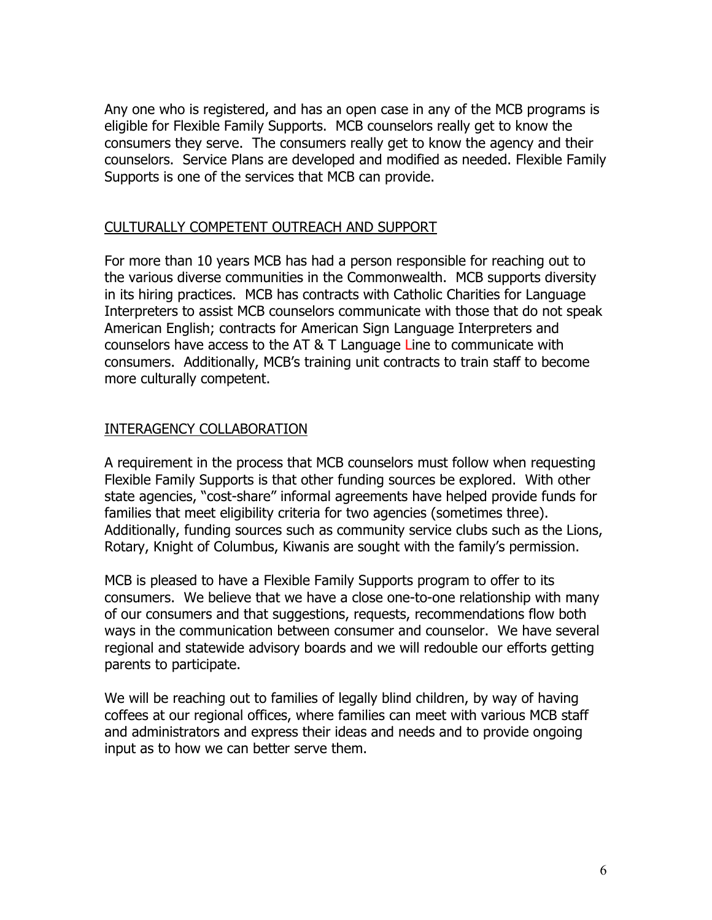Any one who is registered, and has an open case in any of the MCB programs is eligible for Flexible Family Supports. MCB counselors really get to know the consumers they serve. The consumers really get to know the agency and their counselors. Service Plans are developed and modified as needed. Flexible Family Supports is one of the services that MCB can provide.

## CULTURALLY COMPETENT OUTREACH AND SUPPORT

For more than 10 years MCB has had a person responsible for reaching out to the various diverse communities in the Commonwealth. MCB supports diversity in its hiring practices. MCB has contracts with Catholic Charities for Language Interpreters to assist MCB counselors communicate with those that do not speak American English; contracts for American Sign Language Interpreters and counselors have access to the AT & T Language Line to communicate with consumers. Additionally, MCB's training unit contracts to train staff to become more culturally competent.

## INTERAGENCY COLLABORATION

A requirement in the process that MCB counselors must follow when requesting Flexible Family Supports is that other funding sources be explored. With other state agencies, "cost-share" informal agreements have helped provide funds for families that meet eligibility criteria for two agencies (sometimes three). Additionally, funding sources such as community service clubs such as the Lions, Rotary, Knight of Columbus, Kiwanis are sought with the family's permission.

MCB is pleased to have a Flexible Family Supports program to offer to its consumers. We believe that we have a close one-to-one relationship with many of our consumers and that suggestions, requests, recommendations flow both ways in the communication between consumer and counselor. We have several regional and statewide advisory boards and we will redouble our efforts getting parents to participate.

We will be reaching out to families of legally blind children, by way of having coffees at our regional offices, where families can meet with various MCB staff and administrators and express their ideas and needs and to provide ongoing input as to how we can better serve them.